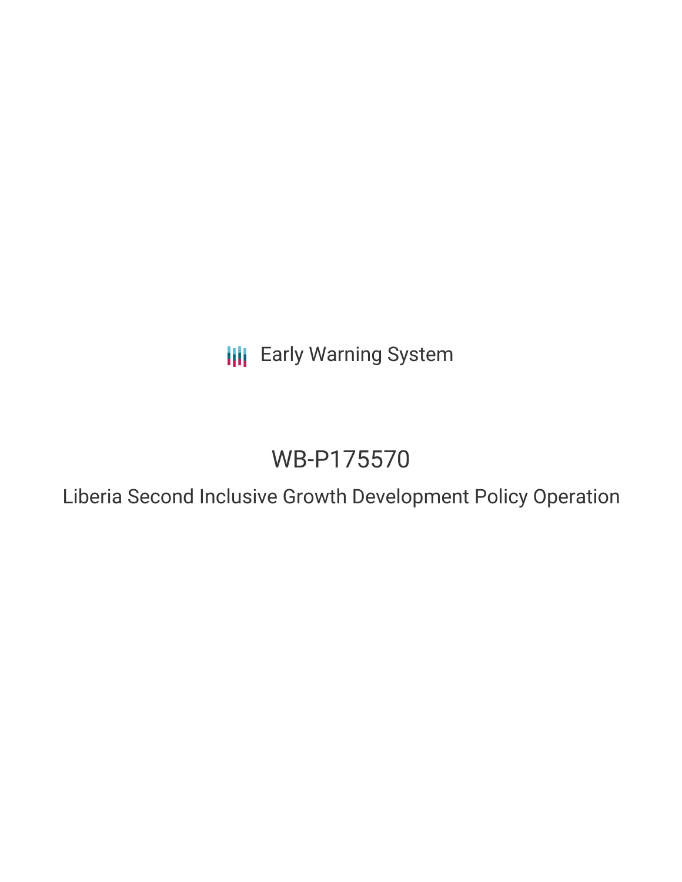Early Warning System

# WB-P175570

## Liberia Second Inclusive Growth Development Policy Operation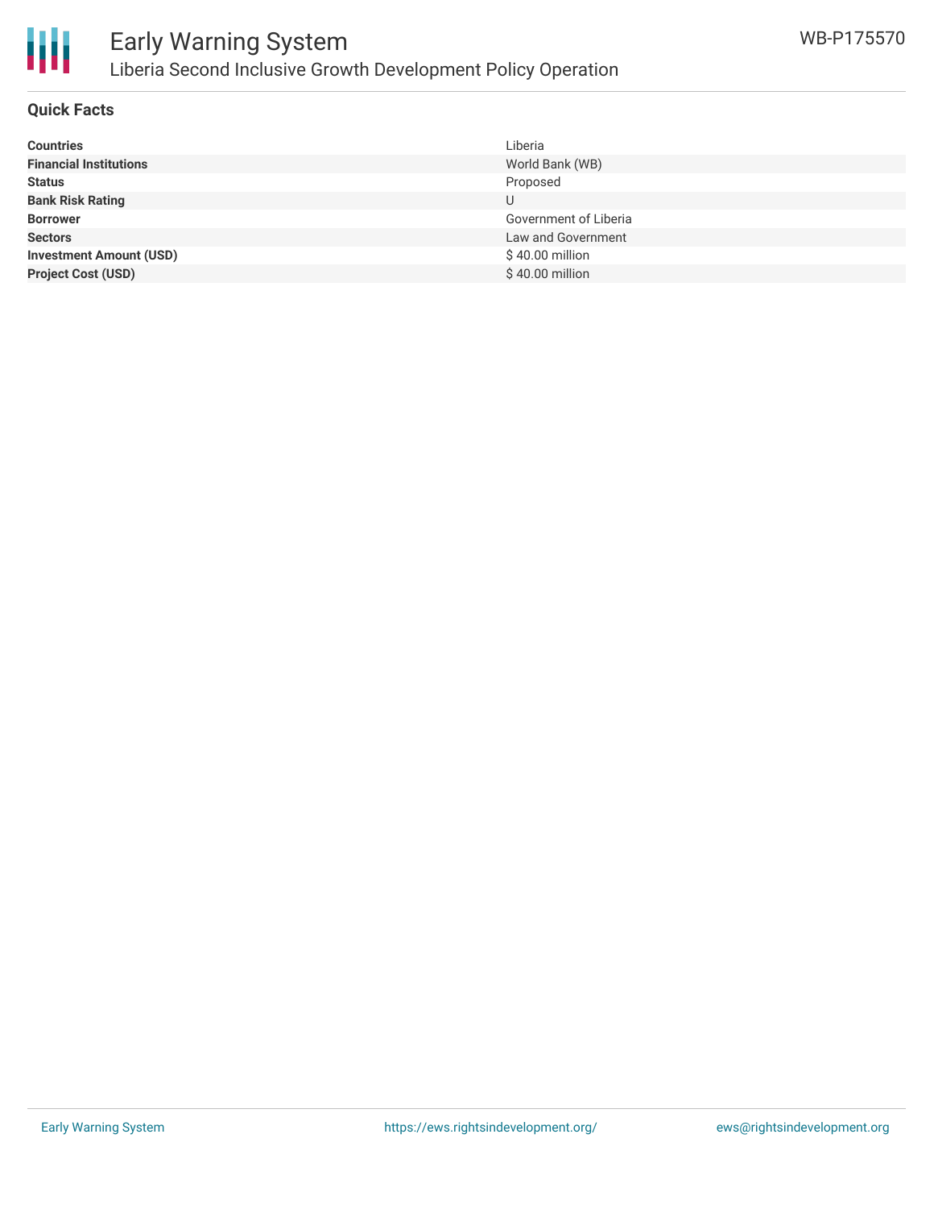## Quick Facts

| | |
|---|---|
| **Countries** | Liberia |
| **Financial Institutions** | World Bank (WB) |
| **Status** | Proposed |
| **Bank Risk Rating** | U |
| **Borrower** | Government of Liberia |
| **Sectors** | Law and Government |
| **Investment Amount (USD)** | $ 40.00 million |
| **Project Cost (USD)** | $ 40.00 million |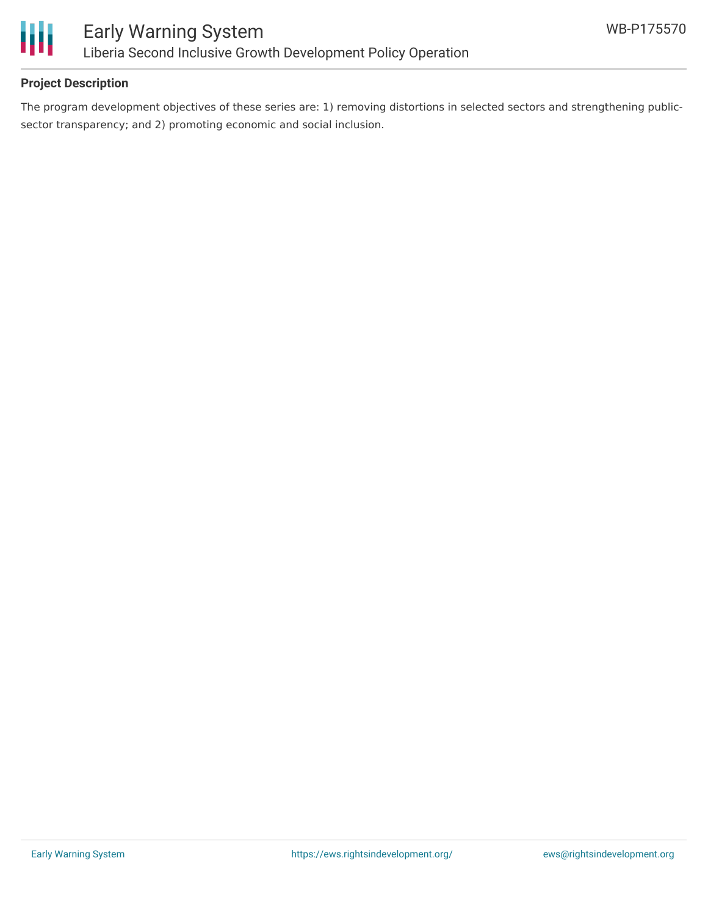**Project Description**

The program development objectives of these series are: 1) removing distortions in selected sectors and strengthening public-sector transparency; and 2) promoting economic and social inclusion.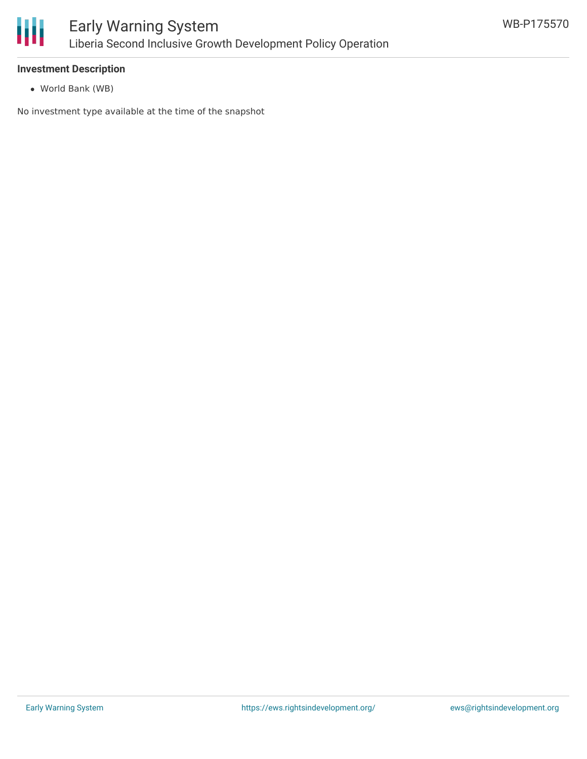#### Investment Description

- World Bank (WB)

No investment type available at the time of the snapshot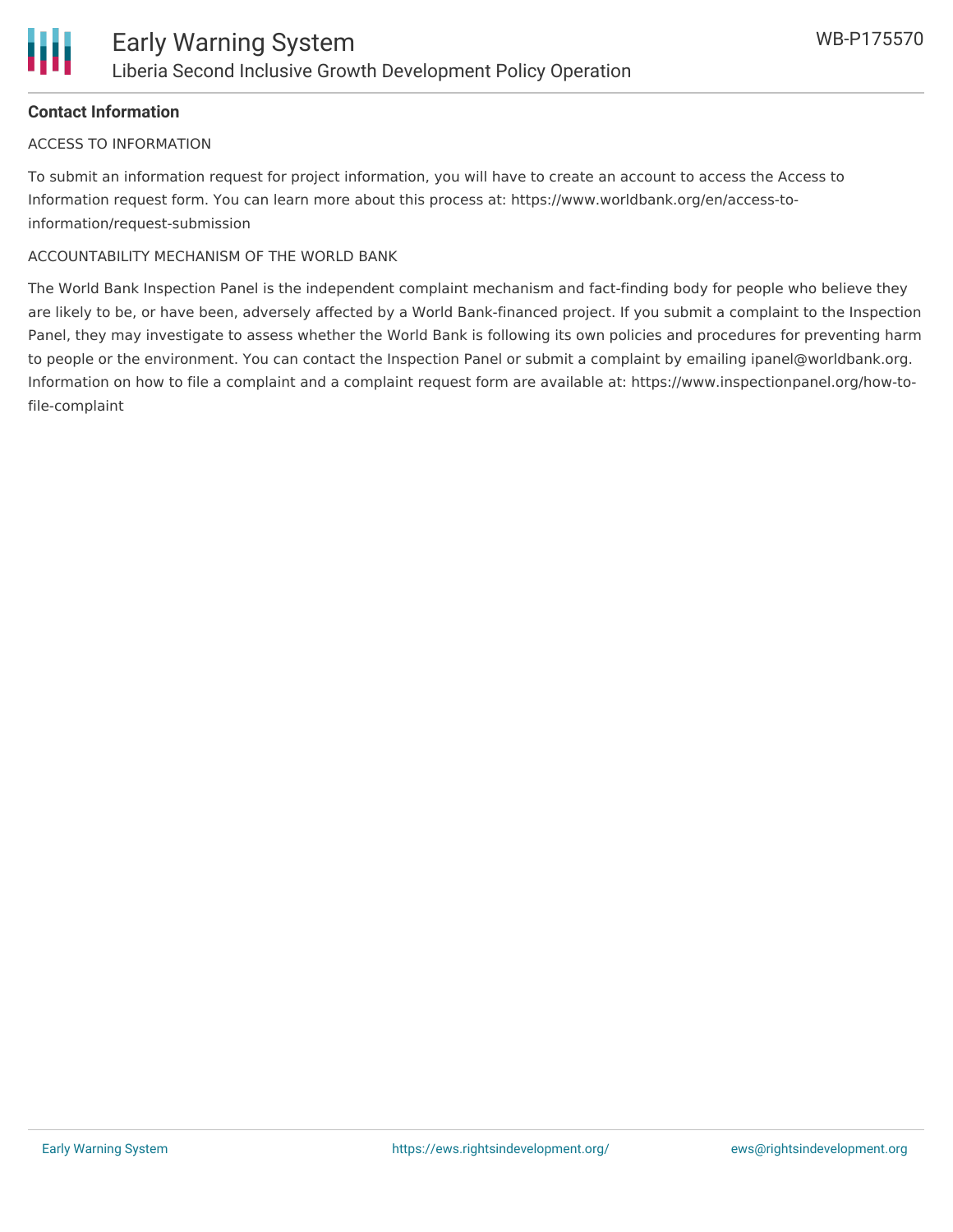## Contact Information

ACCESS TO INFORMATION

To submit an information request for project information, you will have to create an account to access the Access to Information request form. You can learn more about this process at: https://www.worldbank.org/en/access-to-information/request-submission

ACCOUNTABILITY MECHANISM OF THE WORLD BANK

The World Bank Inspection Panel is the independent complaint mechanism and fact-finding body for people who believe they are likely to be, or have been, adversely affected by a World Bank-financed project. If you submit a complaint to the Inspection Panel, they may investigate to assess whether the World Bank is following its own policies and procedures for preventing harm to people or the environment. You can contact the Inspection Panel or submit a complaint by emailing ipanel@worldbank.org. Information on how to file a complaint and a complaint request form are available at: https://www.inspectionpanel.org/how-to-file-complaint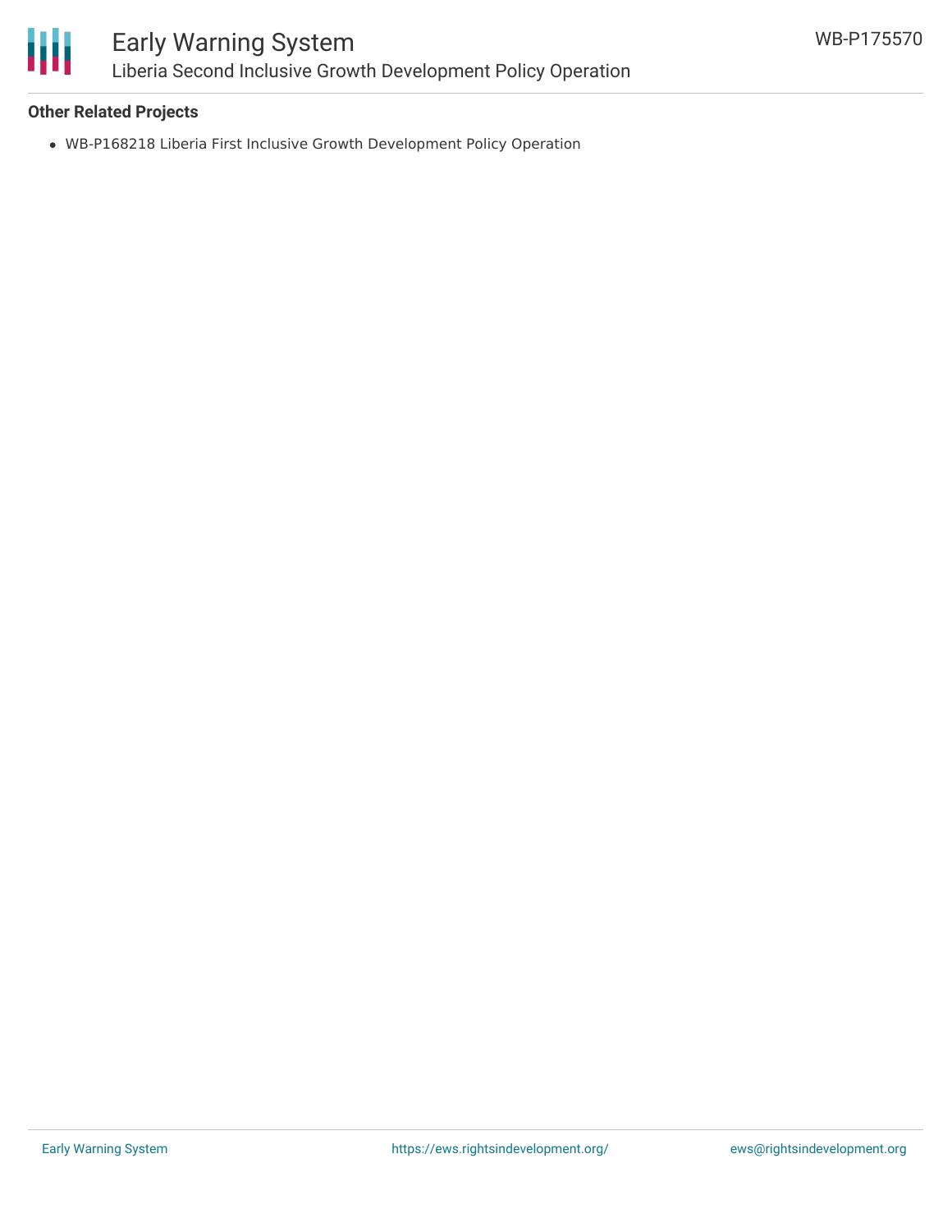**Other Related Projects**

- WB-P168218 Liberia First Inclusive Growth Development Policy Operation